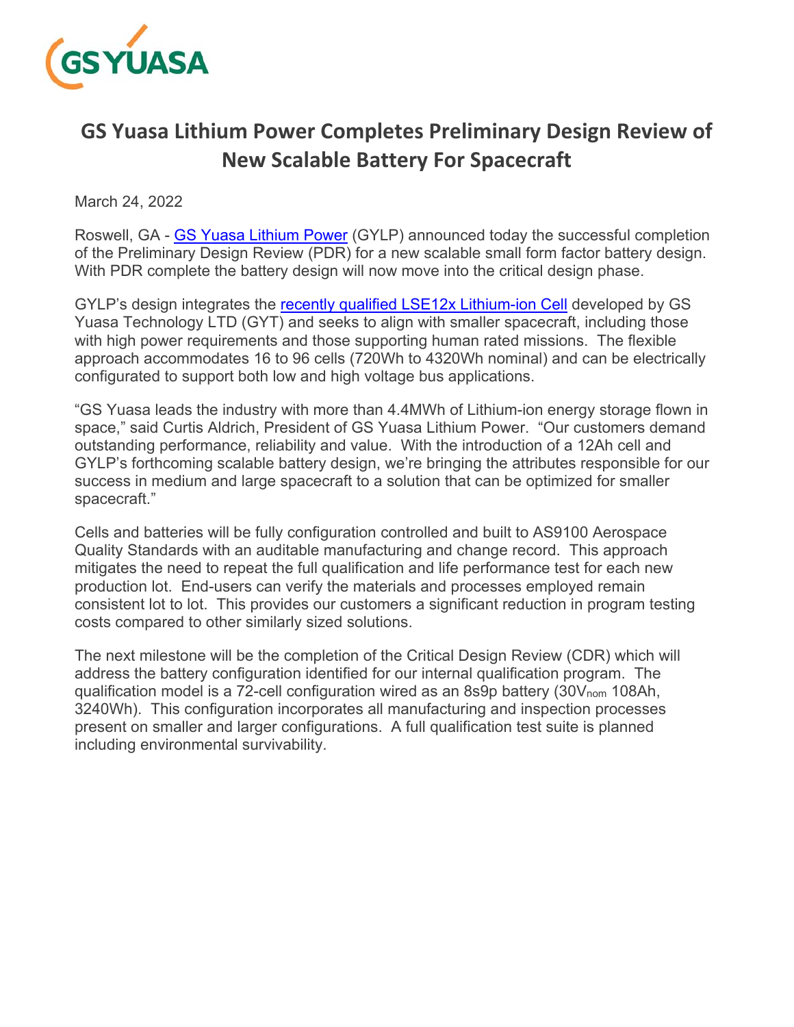# GS Yuasa Lithium Power Completes Preliminary Design Review of New Scalable Battery For Spacecraft

March 24, 2022

Roswell, GA - [GS Yuasa Lithium Power](#) (GYLP) announced today the successful completion of the Preliminary Design Review (PDR) for a new scalable small form factor battery design. With PDR complete the battery design will now move into the critical design phase.

GYLP's design integrates the [recently qualified LSE12x Lithium-ion Cell](#) developed by GS Yuasa Technology LTD (GYT) and seeks to align with smaller spacecraft, including those with high power requirements and those supporting human rated missions. The flexible approach accommodates 16 to 96 cells (720Wh to 4320Wh nominal) and can be electrically configurated to support both low and high voltage bus applications.

"GS Yuasa leads the industry with more than 4.4MWh of Lithium-ion energy storage flown in space," said Curtis Aldrich, President of GS Yuasa Lithium Power. "Our customers demand outstanding performance, reliability and value. With the introduction of a 12Ah cell and GYLP's forthcoming scalable battery design, we're bringing the attributes responsible for our success in medium and large spacecraft to a solution that can be optimized for smaller spacecraft."

Cells and batteries will be fully configuration controlled and built to AS9100 Aerospace Quality Standards with an auditable manufacturing and change record. This approach mitigates the need to repeat the full qualification and life performance test for each new production lot. End-users can verify the materials and processes employed remain consistent lot to lot. This provides our customers a significant reduction in program testing costs compared to other similarly sized solutions.

The next milestone will be the completion of the Critical Design Review (CDR) which will address the battery configuration identified for our internal qualification program. The qualification model is a 72-cell configuration wired as an 8s9p battery (30$V_{nom}$ 108Ah, 3240Wh). This configuration incorporates all manufacturing and inspection processes present on smaller and larger configurations. A full qualification test suite is planned including environmental survivability.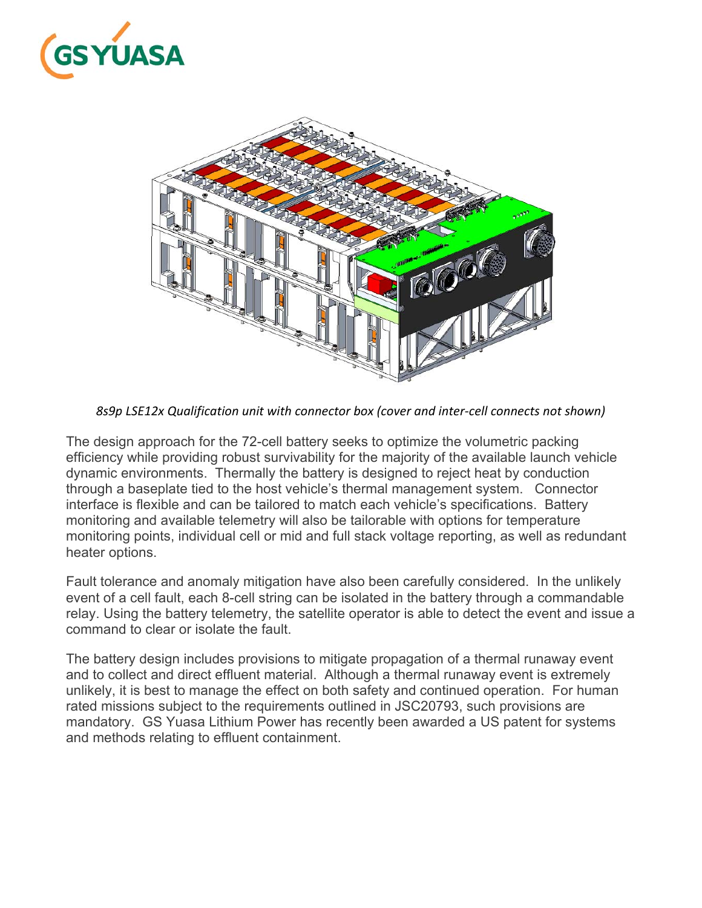*8s9p LSE12x Qualification unit with connector box (cover and inter-cell connects not shown)*

The design approach for the 72-cell battery seeks to optimize the volumetric packing efficiency while providing robust survivability for the majority of the available launch vehicle dynamic environments. Thermally the battery is designed to reject heat by conduction through a baseplate tied to the host vehicle's thermal management system. Connector interface is flexible and can be tailored to match each vehicle's specifications. Battery monitoring and available telemetry will also be tailorable with options for temperature monitoring points, individual cell or mid and full stack voltage reporting, as well as redundant heater options.

Fault tolerance and anomaly mitigation have also been carefully considered. In the unlikely event of a cell fault, each 8-cell string can be isolated in the battery through a commandable relay. Using the battery telemetry, the satellite operator is able to detect the event and issue a command to clear or isolate the fault.

The battery design includes provisions to mitigate propagation of a thermal runaway event and to collect and direct effluent material. Although a thermal runaway event is extremely unlikely, it is best to manage the effect on both safety and continued operation. For human rated missions subject to the requirements outlined in JSC20793, such provisions are mandatory. GS Yuasa Lithium Power has recently been awarded a US patent for systems and methods relating to effluent containment.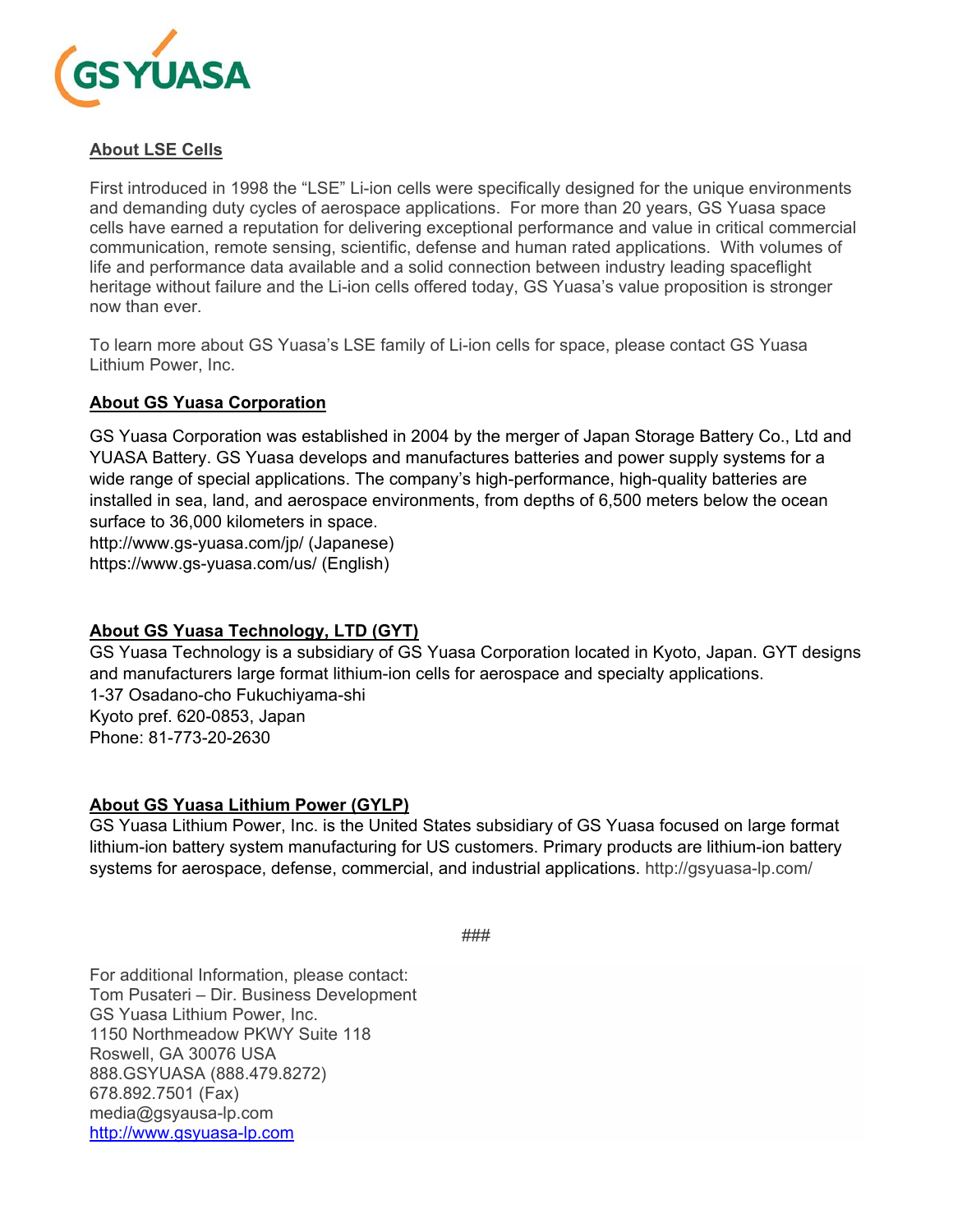## About LSE Cells

First introduced in 1998 the "LSE" Li-ion cells were specifically designed for the unique environments and demanding duty cycles of aerospace applications. For more than 20 years, GS Yuasa space cells have earned a reputation for delivering exceptional performance and value in critical commercial communication, remote sensing, scientific, defense and human rated applications. With volumes of life and performance data available and a solid connection between industry leading spaceflight heritage without failure and the Li-ion cells offered today, GS Yuasa's value proposition is stronger now than ever.

To learn more about GS Yuasa's LSE family of Li-ion cells for space, please contact GS Yuasa Lithium Power, Inc.

## About GS Yuasa Corporation

GS Yuasa Corporation was established in 2004 by the merger of Japan Storage Battery Co., Ltd and YUASA Battery. GS Yuasa develops and manufactures batteries and power supply systems for a wide range of special applications. The company's high-performance, high-quality batteries are installed in sea, land, and aerospace environments, from depths of 6,500 meters below the ocean surface to 36,000 kilometers in space.
http://www.gs-yuasa.com/jp/ (Japanese)
https://www.gs-yuasa.com/us/ (English)

## About GS Yuasa Technology, LTD (GYT)

GS Yuasa Technology is a subsidiary of GS Yuasa Corporation located in Kyoto, Japan. GYT designs and manufacturers large format lithium-ion cells for aerospace and specialty applications.
1-37 Osadano-cho Fukuchiyama-shi
Kyoto pref. 620-0853, Japan
Phone: 81-773-20-2630

## About GS Yuasa Lithium Power (GYLP)

GS Yuasa Lithium Power, Inc. is the United States subsidiary of GS Yuasa focused on large format lithium-ion battery system manufacturing for US customers. Primary products are lithium-ion battery systems for aerospace, defense, commercial, and industrial applications. http://gsyuasa-lp.com/

###

For additional Information, please contact:
Tom Pusateri – Dir. Business Development
GS Yuasa Lithium Power, Inc.
1150 Northmeadow PKWY Suite 118
Roswell, GA 30076 USA
888.GSYUASA (888.479.8272)
678.892.7501 (Fax)
media@gsyausa-lp.com
http://www.gsyuasa-lp.com